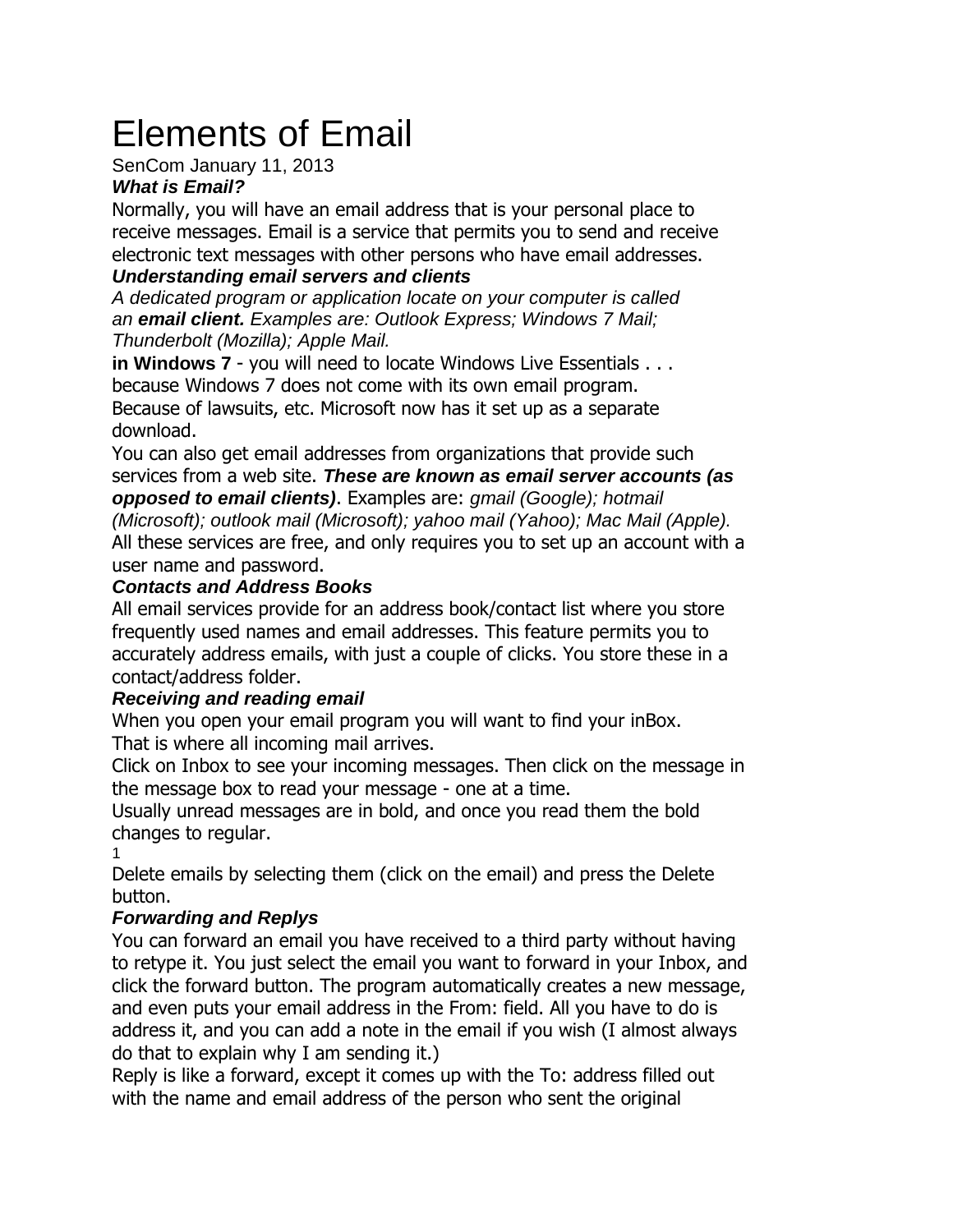# Elements of Email

SenCom January 11, 2013

### ***What is Email?***

Normally, you will have an email address that is your personal place to receive messages. Email is a service that permits you to send and receive electronic text messages with other persons who have email addresses.

### ***Understanding email servers and clients***

*A dedicated program or application locate on your computer is called an **email client.** Examples are: Outlook Express; Windows 7 Mail; Thunderbolt (Mozilla); Apple Mail.*

**in Windows 7** - you will need to locate Windows Live Essentials . . . because Windows 7 does not come with its own email program. Because of lawsuits, etc. Microsoft now has it set up as a separate download.

You can also get email addresses from organizations that provide such services from a web site. ***These are known as email server accounts (as opposed to email clients)***. Examples are: *gmail (Google); hotmail (Microsoft); outlook mail (Microsoft); yahoo mail (Yahoo); Mac Mail (Apple).* All these services are free, and only requires you to set up an account with a user name and password.

### ***Contacts and Address Books***

All email services provide for an address book/contact list where you store frequently used names and email addresses. This feature permits you to accurately address emails, with just a couple of clicks. You store these in a contact/address folder.

### ***Receiving and reading email***

When you open your email program you will want to find your inBox. That is where all incoming mail arrives.

Click on Inbox to see your incoming messages. Then click on the message in the message box to read your message - one at a time.

Usually unread messages are in bold, and once you read them the bold changes to regular.

1

Delete emails by selecting them (click on the email) and press the Delete button.

### ***Forwarding and Replys***

You can forward an email you have received to a third party without having to retype it. You just select the email you want to forward in your Inbox, and click the forward button. The program automatically creates a new message, and even puts your email address in the From: field. All you have to do is address it, and you can add a note in the email if you wish (I almost always do that to explain why I am sending it.)

Reply is like a forward, except it comes up with the To: address filled out with the name and email address of the person who sent the original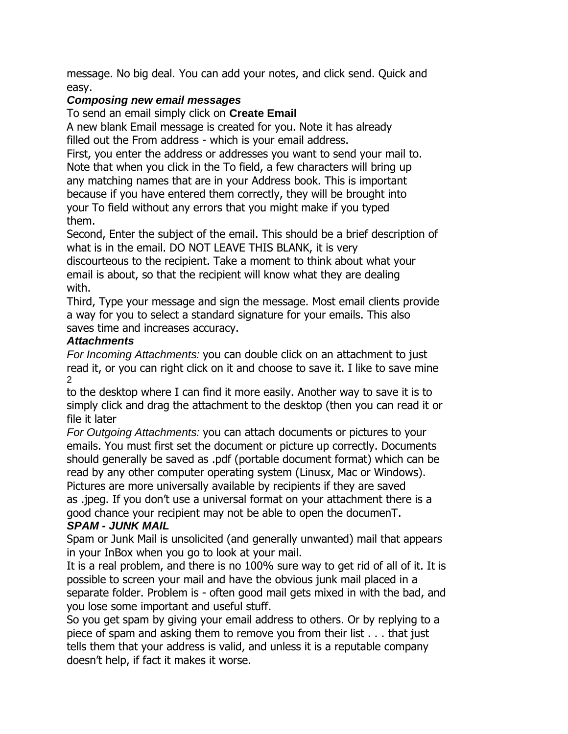message. No big deal. You can add your notes, and click send. Quick and easy.

### *Composing new email messages*

To send an email simply click on **Create Email**

A new blank Email message is created for you. Note it has already filled out the From address - which is your email address.

First, you enter the address or addresses you want to send your mail to. Note that when you click in the To field, a few characters will bring up any matching names that are in your Address book. This is important because if you have entered them correctly, they will be brought into your To field without any errors that you might make if you typed them.

Second, Enter the subject of the email. This should be a brief description of what is in the email. DO NOT LEAVE THIS BLANK, it is very discourteous to the recipient. Take a moment to think about what your email is about, so that the recipient will know what they are dealing with.

Third, Type your message and sign the message. Most email clients provide a way for you to select a standard signature for your emails. This also saves time and increases accuracy.

### *Attachments*

*For Incoming Attachments:* you can double click on an attachment to just read it, or you can right click on it and choose to save it. I like to save mine to the desktop where I can find it more easily. Another way to save it is to simply click and drag the attachment to the desktop (then you can read it or file it later

*For Outgoing Attachments:* you can attach documents or pictures to your emails. You must first set the document or picture up correctly. Documents should generally be saved as .pdf (portable document format) which can be read by any other computer operating system (Linusx, Mac or Windows). Pictures are more universally available by recipients if they are saved as .jpeg. If you don't use a universal format on your attachment there is a good chance your recipient may not be able to open the documenT.

### *SPAM - JUNK MAIL*

Spam or Junk Mail is unsolicited (and generally unwanted) mail that appears in your InBox when you go to look at your mail.

It is a real problem, and there is no 100% sure way to get rid of all of it. It is possible to screen your mail and have the obvious junk mail placed in a separate folder. Problem is - often good mail gets mixed in with the bad, and you lose some important and useful stuff.

So you get spam by giving your email address to others. Or by replying to a piece of spam and asking them to remove you from their list . . . that just tells them that your address is valid, and unless it is a reputable company doesn't help, if fact it makes it worse.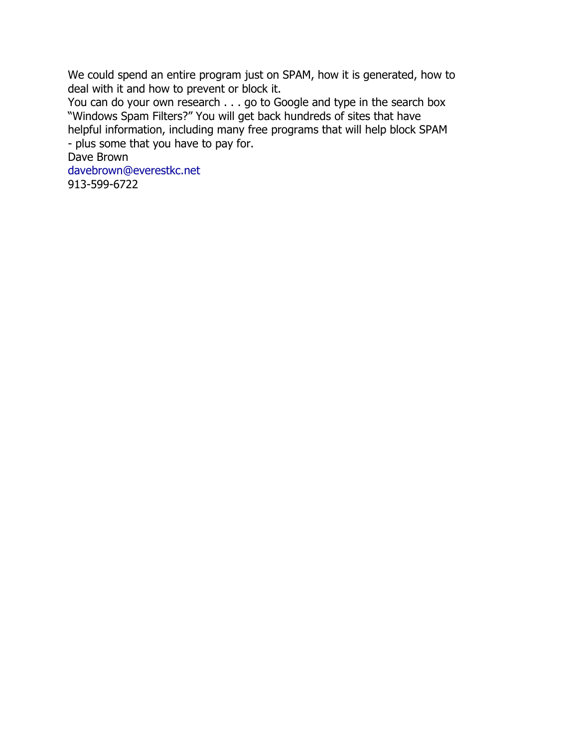We could spend an entire program just on SPAM, how it is generated, how to deal with it and how to prevent or block it.

You can do your own research . . . go to Google and type in the search box "Windows Spam Filters?" You will get back hundreds of sites that have helpful information, including many free programs that will help block SPAM - plus some that you have to pay for.

Dave Brown  
davebrown@everestkc.net  
913-599-6722